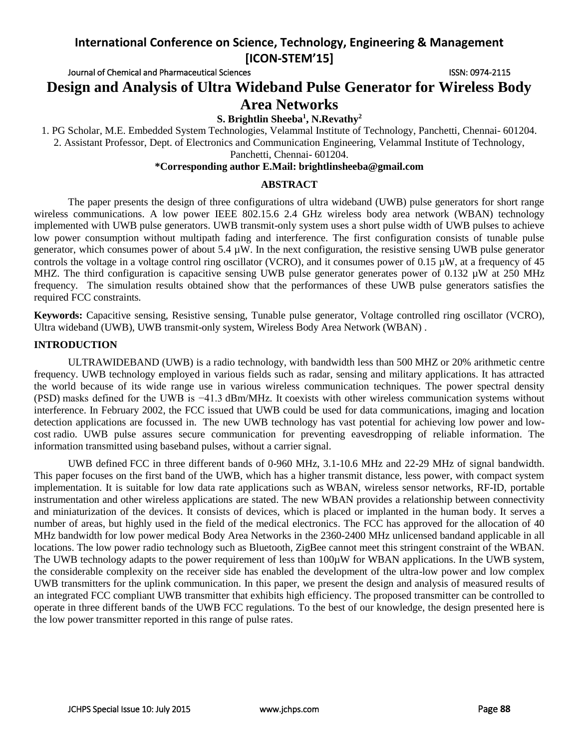# Design and Analysis of Ultra Wideband Pulse Generator for Wireless Body Area Networks

**S. Brightlin Sheeba[1], N.Revathy[2]**

1. PG Scholar, M.E. Embedded System Technologies, Velammal Institute of Technology, Panchetti, Chennai- 601204.
2. Assistant Professor, Dept. of Electronics and Communication Engineering, Velammal Institute of Technology, Panchetti, Chennai- 601204.

**\*Corresponding author E.Mail: brightlinsheeba@gmail.com**

## ABSTRACT

The paper presents the design of three configurations of ultra wideband (UWB) pulse generators for short range wireless communications. A low power IEEE 802.15.6 2.4 GHz wireless body area network (WBAN) technology implemented with UWB pulse generators. UWB transmit-only system uses a short pulse width of UWB pulses to achieve low power consumption without multipath fading and interference. The first configuration consists of tunable pulse generator, which consumes power of about 5.4 µW. In the next configuration, the resistive sensing UWB pulse generator controls the voltage in a voltage control ring oscillator (VCRO), and it consumes power of 0.15 µW, at a frequency of 45 MHZ. The third configuration is capacitive sensing UWB pulse generator generates power of 0.132 µW at 250 MHz frequency. The simulation results obtained show that the performances of these UWB pulse generators satisfies the required FCC constraints.

**Keywords:** Capacitive sensing, Resistive sensing, Tunable pulse generator, Voltage controlled ring oscillator (VCRO), Ultra wideband (UWB), UWB transmit-only system, Wireless Body Area Network (WBAN) .

## INTRODUCTION

ULTRAWIDEBAND (UWB) is a radio technology, with bandwidth less than 500 MHZ or 20% arithmetic centre frequency. UWB technology employed in various fields such as radar, sensing and military applications. It has attracted the world because of its wide range use in various wireless communication techniques. The power spectral density (PSD) masks defined for the UWB is −41.3 dBm/MHz. It coexists with other wireless communication systems without interference. In February 2002, the FCC issued that UWB could be used for data communications, imaging and location detection applications are focussed in. The new UWB technology has vast potential for achieving low power and low-cost radio. UWB pulse assures secure communication for preventing eavesdropping of reliable information. The information transmitted using baseband pulses, without a carrier signal.

UWB defined FCC in three different bands of 0-960 MHz, 3.1-10.6 MHz and 22-29 MHz of signal bandwidth. This paper focuses on the first band of the UWB, which has a higher transmit distance, less power, with compact system implementation. It is suitable for low data rate applications such as WBAN, wireless sensor networks, RF-ID, portable instrumentation and other wireless applications are stated. The new WBAN provides a relationship between connectivity and miniaturization of the devices. It consists of devices, which is placed or implanted in the human body. It serves a number of areas, but highly used in the field of the medical electronics. The FCC has approved for the allocation of 40 MHz bandwidth for low power medical Body Area Networks in the 2360-2400 MHz unlicensed bandand applicable in all locations. The low power radio technology such as Bluetooth, ZigBee cannot meet this stringent constraint of the WBAN. The UWB technology adapts to the power requirement of less than 100µW for WBAN applications. In the UWB system, the considerable complexity on the receiver side has enabled the development of the ultra-low power and low complex UWB transmitters for the uplink communication. In this paper, we present the design and analysis of measured results of an integrated FCC compliant UWB transmitter that exhibits high efficiency. The proposed transmitter can be controlled to operate in three different bands of the UWB FCC regulations. To the best of our knowledge, the design presented here is the low power transmitter reported in this range of pulse rates.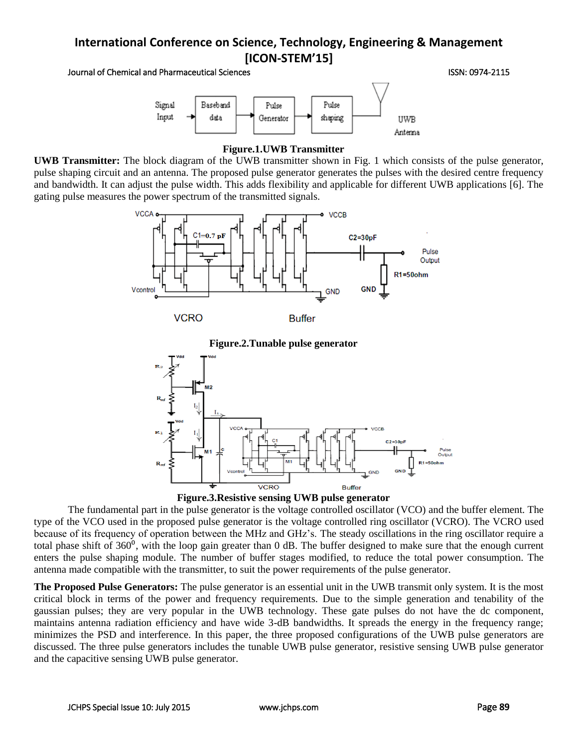Figure.1.UWB Transmitter

**UWB Transmitter:** The block diagram of the UWB transmitter shown in Fig. 1 which consists of the pulse generator, pulse shaping circuit and an antenna. The proposed pulse generator generates the pulses with the desired centre frequency and bandwidth. It can adjust the pulse width. This adds flexibility and applicable for different UWB applications [6]. The gating pulse measures the power spectrum of the transmitted signals.

Figure.2.Tunable pulse generator

Figure.3.Resistive sensing UWB pulse generator

The fundamental part in the pulse generator is the voltage controlled oscillator (VCO) and the buffer element. The type of the VCO used in the proposed pulse generator is the voltage controlled ring oscillator (VCRO). The VCRO used because of its frequency of operation between the MHz and GHz's. The steady oscillations in the ring oscillator require a total phase shift of $360^0$, with the loop gain greater than 0 dB. The buffer designed to make sure that the enough current enters the pulse shaping module. The number of buffer stages modified, to reduce the total power consumption. The antenna made compatible with the transmitter, to suit the power requirements of the pulse generator.

**The Proposed Pulse Generators:** The pulse generator is an essential unit in the UWB transmit only system. It is the most critical block in terms of the power and frequency requirements. Due to the simple generation and tenability of the gaussian pulses; they are very popular in the UWB technology. These gate pulses do not have the dc component, maintains antenna radiation efficiency and have wide 3-dB bandwidths. It spreads the energy in the frequency range; minimizes the PSD and interference. In this paper, the three proposed configurations of the UWB pulse generators are discussed. The three pulse generators includes the tunable UWB pulse generator, resistive sensing UWB pulse generator and the capacitive sensing UWB pulse generator.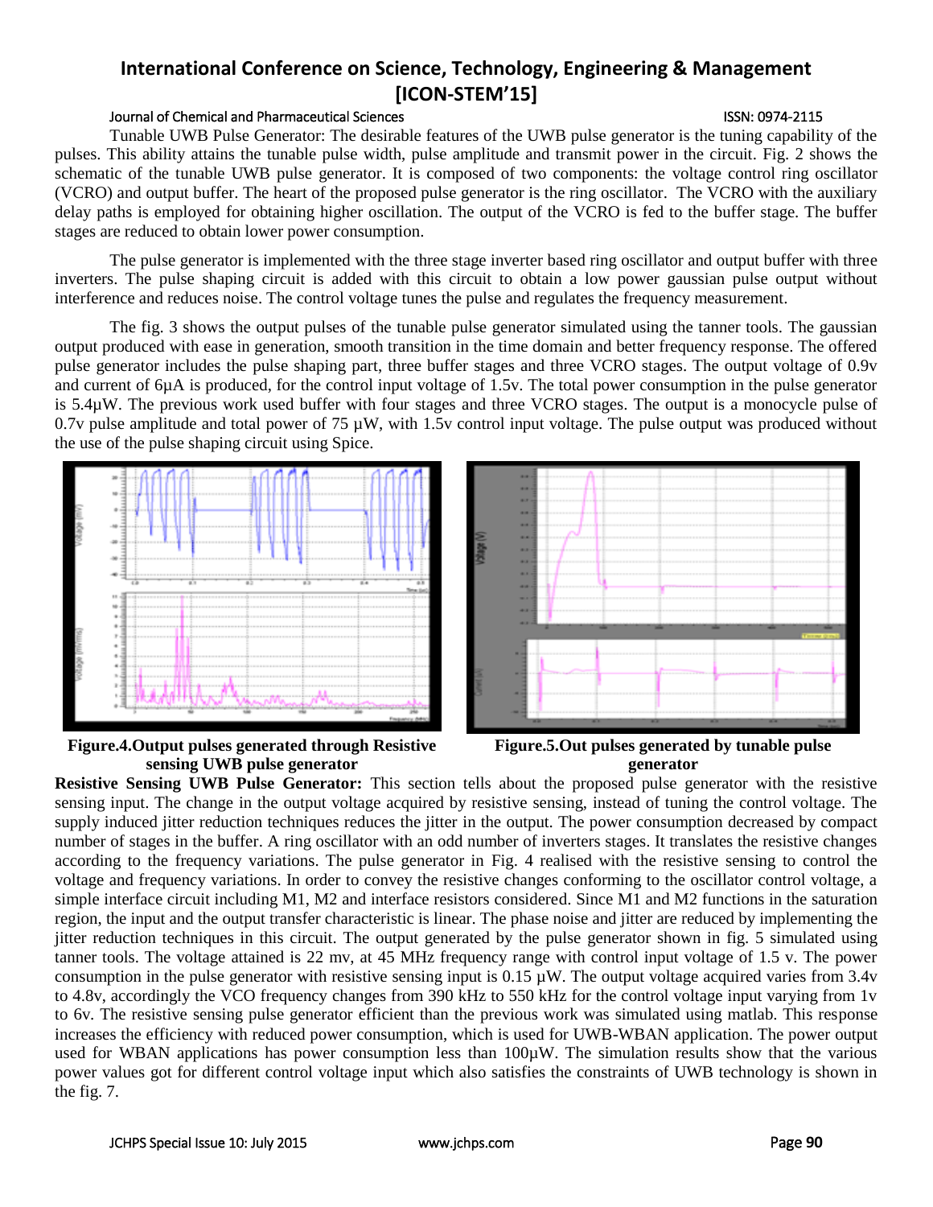Tunable UWB Pulse Generator: The desirable features of the UWB pulse generator is the tuning capability of the pulses. This ability attains the tunable pulse width, pulse amplitude and transmit power in the circuit. Fig. 2 shows the schematic of the tunable UWB pulse generator. It is composed of two components: the voltage control ring oscillator (VCRO) and output buffer. The heart of the proposed pulse generator is the ring oscillator. The VCRO with the auxiliary delay paths is employed for obtaining higher oscillation. The output of the VCRO is fed to the buffer stage. The buffer stages are reduced to obtain lower power consumption.

The pulse generator is implemented with the three stage inverter based ring oscillator and output buffer with three inverters. The pulse shaping circuit is added with this circuit to obtain a low power gaussian pulse output without interference and reduces noise. The control voltage tunes the pulse and regulates the frequency measurement.

The fig. 3 shows the output pulses of the tunable pulse generator simulated using the tanner tools. The gaussian output produced with ease in generation, smooth transition in the time domain and better frequency response. The offered pulse generator includes the pulse shaping part, three buffer stages and three VCRO stages. The output voltage of 0.9v and current of 6μA is produced, for the control input voltage of 1.5v. The total power consumption in the pulse generator is 5.4μW. The previous work used buffer with four stages and three VCRO stages. The output is a monocycle pulse of 0.7v pulse amplitude and total power of 75 μW, with 1.5v control input voltage. The pulse output was produced without the use of the pulse shaping circuit using Spice.

**Figure.4.Output pulses generated through Resistive sensing UWB pulse generator**

**Figure.5.Out pulses generated by tunable pulse generator**

**Resistive Sensing UWB Pulse Generator:** This section tells about the proposed pulse generator with the resistive sensing input. The change in the output voltage acquired by resistive sensing, instead of tuning the control voltage. The supply induced jitter reduction techniques reduces the jitter in the output. The power consumption decreased by compact number of stages in the buffer. A ring oscillator with an odd number of inverters stages. It translates the resistive changes according to the frequency variations. The pulse generator in Fig. 4 realised with the resistive sensing to control the voltage and frequency variations. In order to convey the resistive changes conforming to the oscillator control voltage, a simple interface circuit including M1, M2 and interface resistors considered. Since M1 and M2 functions in the saturation region, the input and the output transfer characteristic is linear. The phase noise and jitter are reduced by implementing the jitter reduction techniques in this circuit. The output generated by the pulse generator shown in fig. 5 simulated using tanner tools. The voltage attained is 22 mv, at 45 MHz frequency range with control input voltage of 1.5 v. The power consumption in the pulse generator with resistive sensing input is 0.15 μW. The output voltage acquired varies from 3.4v to 4.8v, accordingly the VCO frequency changes from 390 kHz to 550 kHz for the control voltage input varying from 1v to 6v. The resistive sensing pulse generator efficient than the previous work was simulated using matlab. This response increases the efficiency with reduced power consumption, which is used for UWB-WBAN application. The power output used for WBAN applications has power consumption less than 100μW. The simulation results show that the various power values got for different control voltage input which also satisfies the constraints of UWB technology is shown in the fig. 7.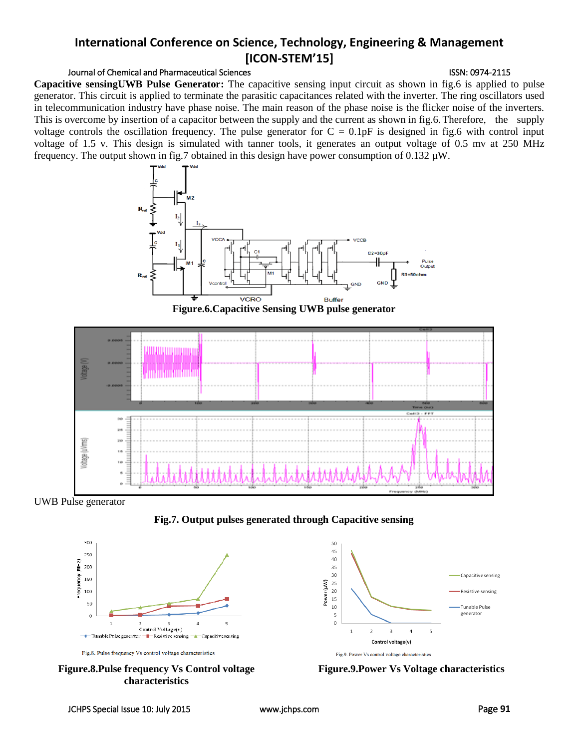**Capacitive sensingUWB Pulse Generator:** The capacitive sensing input circuit as shown in fig.6 is applied to pulse generator. This circuit is applied to terminate the parasitic capacitances related with the inverter. The ring oscillators used in telecommunication industry have phase noise. The main reason of the phase noise is the flicker noise of the inverters. This is overcome by insertion of a capacitor between the supply and the current as shown in fig.6. Therefore, the supply voltage controls the oscillation frequency. The pulse generator for C = 0.1pF is designed in fig.6 with control input voltage of 1.5 v. This design is simulated with tanner tools, it generates an output voltage of 0.5 mv at 250 MHz frequency. The output shown in fig.7 obtained in this design have power consumption of 0.132 μW.

**Figure.6.Capacitive Sensing UWB pulse generator**

UWB Pulse generator

**Fig.7. Output pulses generated through Capacitive sensing**

Fig.8. Pulse frequency Vs control voltage characteristics

**Figure.8.Pulse frequency Vs Control voltage characteristics**

Fig.9. Power Vs control voltage characteristics

**Figure.9.Power Vs Voltage characteristics**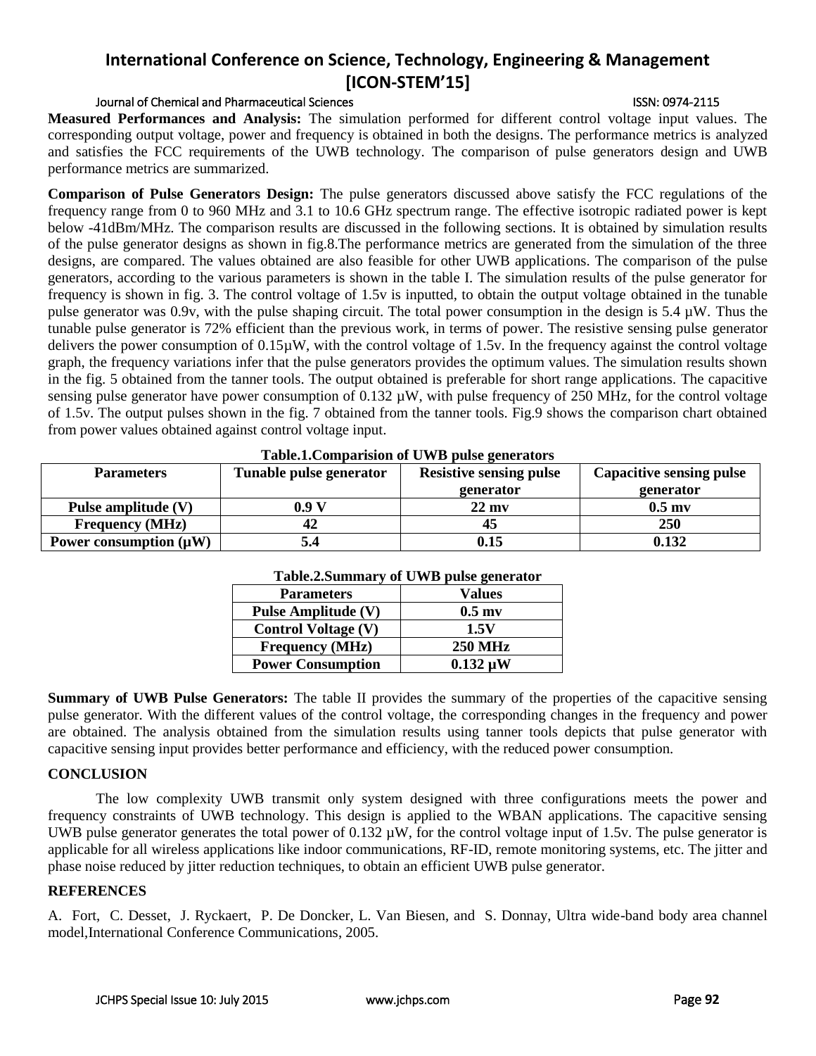**Measured Performances and Analysis:** The simulation performed for different control voltage input values. The corresponding output voltage, power and frequency is obtained in both the designs. The performance metrics is analyzed and satisfies the FCC requirements of the UWB technology. The comparison of pulse generators design and UWB performance metrics are summarized.

**Comparison of Pulse Generators Design:** The pulse generators discussed above satisfy the FCC regulations of the frequency range from 0 to 960 MHz and 3.1 to 10.6 GHz spectrum range. The effective isotropic radiated power is kept below -41dBm/MHz. The comparison results are discussed in the following sections. It is obtained by simulation results of the pulse generator designs as shown in fig.8.The performance metrics are generated from the simulation of the three designs, are compared. The values obtained are also feasible for other UWB applications. The comparison of the pulse generators, according to the various parameters is shown in the table I. The simulation results of the pulse generator for frequency is shown in fig. 3. The control voltage of 1.5v is inputted, to obtain the output voltage obtained in the tunable pulse generator was 0.9v, with the pulse shaping circuit. The total power consumption in the design is 5.4 µW. Thus the tunable pulse generator is 72% efficient than the previous work, in terms of power. The resistive sensing pulse generator delivers the power consumption of 0.15µW, with the control voltage of 1.5v. In the frequency against the control voltage graph, the frequency variations infer that the pulse generators provides the optimum values. The simulation results shown in the fig. 5 obtained from the tanner tools. The output obtained is preferable for short range applications. The capacitive sensing pulse generator have power consumption of 0.132 µW, with pulse frequency of 250 MHz, for the control voltage of 1.5v. The output pulses shown in the fig. 7 obtained from the tanner tools. Fig.9 shows the comparison chart obtained from power values obtained against control voltage input.

**Table.1.Comparision of UWB pulse generators**

| Parameters | Tunable pulse generator | Resistive sensing pulse generator | Capacitive sensing pulse generator |
|---|---|---|---|
| Pulse amplitude (V) | 0.9 V | 22 mv | 0.5 mv |
| Frequency (MHz) | 42 | 45 | 250 |
| Power consumption (µW) | 5.4 | 0.15 | 0.132 |

**Table.2.Summary of UWB pulse generator**

| Parameters | Values |
|---|---|
| Pulse Amplitude (V) | 0.5 mv |
| Control Voltage (V) | 1.5V |
| Frequency (MHz) | 250 MHz |
| Power Consumption | 0.132 µW |

**Summary of UWB Pulse Generators:** The table II provides the summary of the properties of the capacitive sensing pulse generator. With the different values of the control voltage, the corresponding changes in the frequency and power are obtained. The analysis obtained from the simulation results using tanner tools depicts that pulse generator with capacitive sensing input provides better performance and efficiency, with the reduced power consumption.

## CONCLUSION

The low complexity UWB transmit only system designed with three configurations meets the power and frequency constraints of UWB technology. This design is applied to the WBAN applications. The capacitive sensing UWB pulse generator generates the total power of 0.132 µW, for the control voltage input of 1.5v. The pulse generator is applicable for all wireless applications like indoor communications, RF-ID, remote monitoring systems, etc. The jitter and phase noise reduced by jitter reduction techniques, to obtain an efficient UWB pulse generator.

## REFERENCES

A. Fort, C. Desset, J. Ryckaert, P. De Doncker, L. Van Biesen, and S. Donnay, Ultra wide-band body area channel model,International Conference Communications, 2005.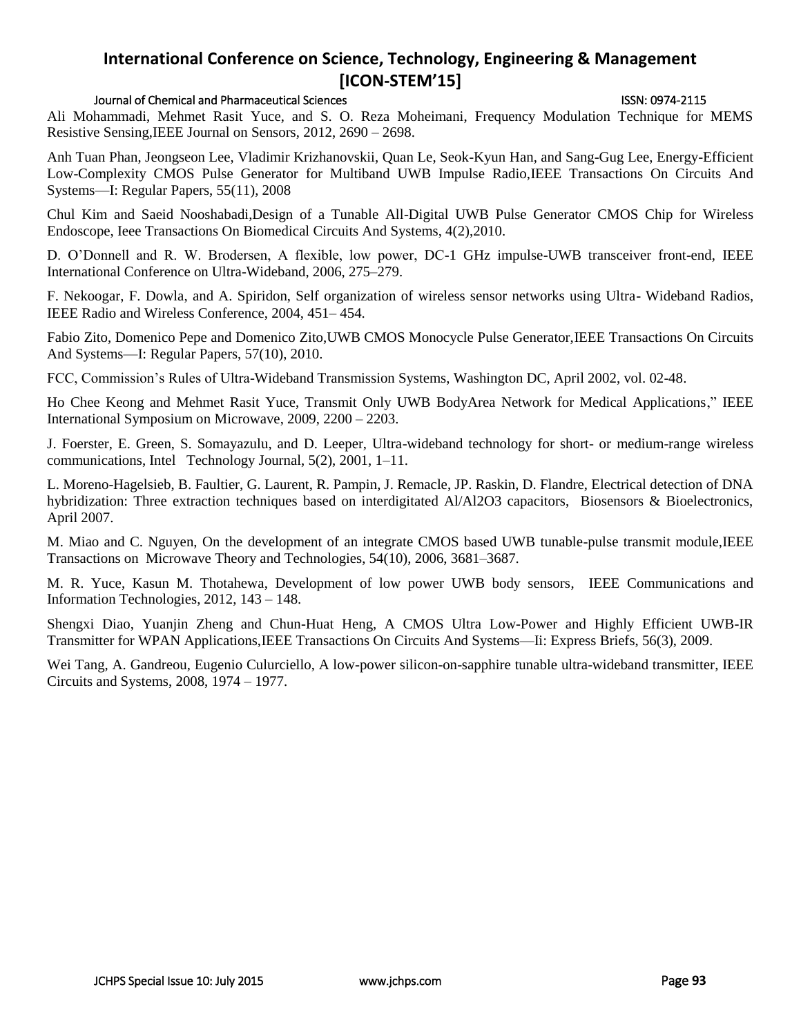Ali Mohammadi, Mehmet Rasit Yuce, and S. O. Reza Moheimani, Frequency Modulation Technique for MEMS Resistive Sensing,IEEE Journal on Sensors, 2012, 2690 – 2698.

Anh Tuan Phan, Jeongseon Lee, Vladimir Krizhanovskii, Quan Le, Seok-Kyun Han, and Sang-Gug Lee, Energy-Efficient Low-Complexity CMOS Pulse Generator for Multiband UWB Impulse Radio,IEEE Transactions On Circuits And Systems—I: Regular Papers, 55(11), 2008

Chul Kim and Saeid Nooshabadi,Design of a Tunable All-Digital UWB Pulse Generator CMOS Chip for Wireless Endoscope, Ieee Transactions On Biomedical Circuits And Systems, 4(2),2010.

D. O'Donnell and R. W. Brodersen, A flexible, low power, DC-1 GHz impulse-UWB transceiver front-end, IEEE International Conference on Ultra-Wideband, 2006, 275–279.

F. Nekoogar, F. Dowla, and A. Spiridon, Self organization of wireless sensor networks using Ultra- Wideband Radios, IEEE Radio and Wireless Conference, 2004, 451– 454.

Fabio Zito, Domenico Pepe and Domenico Zito,UWB CMOS Monocycle Pulse Generator,IEEE Transactions On Circuits And Systems—I: Regular Papers, 57(10), 2010.

FCC, Commission's Rules of Ultra-Wideband Transmission Systems, Washington DC, April 2002, vol. 02-48.

Ho Chee Keong and Mehmet Rasit Yuce, Transmit Only UWB BodyArea Network for Medical Applications," IEEE International Symposium on Microwave, 2009, 2200 – 2203.

J. Foerster, E. Green, S. Somayazulu, and D. Leeper, Ultra-wideband technology for short- or medium-range wireless communications, Intel Technology Journal, 5(2), 2001, 1–11.

L. Moreno-Hagelsieb, B. Faultier, G. Laurent, R. Pampin, J. Remacle, JP. Raskin, D. Flandre, Electrical detection of DNA hybridization: Three extraction techniques based on interdigitated Al/Al2O3 capacitors, Biosensors & Bioelectronics, April 2007.

M. Miao and C. Nguyen, On the development of an integrate CMOS based UWB tunable-pulse transmit module,IEEE Transactions on Microwave Theory and Technologies, 54(10), 2006, 3681–3687.

M. R. Yuce, Kasun M. Thotahewa, Development of low power UWB body sensors, IEEE Communications and Information Technologies, 2012, 143 – 148.

Shengxi Diao, Yuanjin Zheng and Chun-Huat Heng, A CMOS Ultra Low-Power and Highly Efficient UWB-IR Transmitter for WPAN Applications,IEEE Transactions On Circuits And Systems—Ii: Express Briefs, 56(3), 2009.

Wei Tang, A. Gandreou, Eugenio Culurciello, A low-power silicon-on-sapphire tunable ultra-wideband transmitter, IEEE Circuits and Systems, 2008, 1974 – 1977.